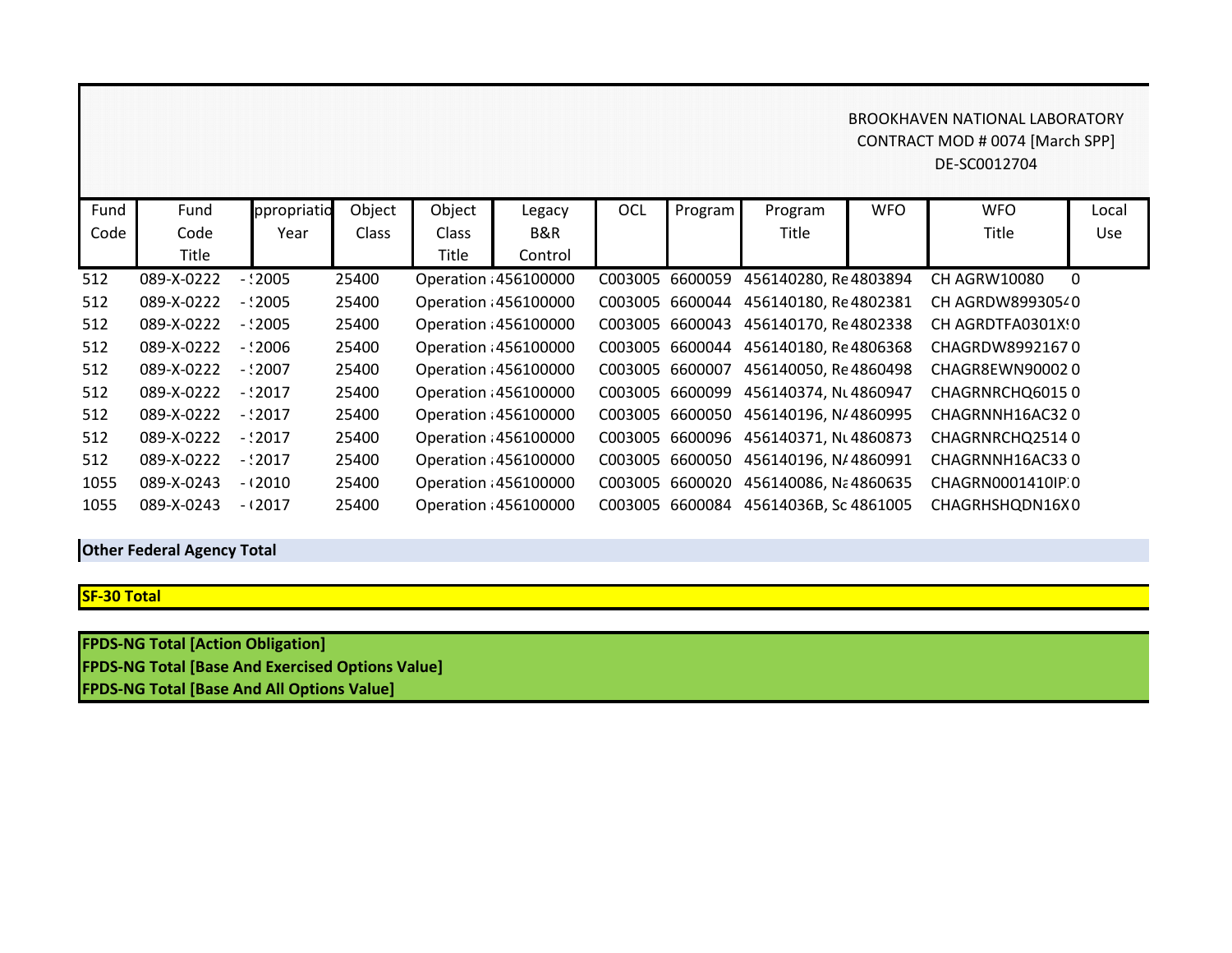BROOKHAVEN NATIONAL LABORATORY
CONTRACT MOD # 0074 [March SPP]
DE-SC0012704

| Fund Code | Fund Code Title | ppropriatio Year | Object Class | Object Class Title | Legacy B&R Control | OCL | Program | Program Title | WFO | WFO Title | Local Use |
|---|---|---|---|---|---|---|---|---|---|---|---|
| 512 | 089-X-0222 | - !2005 | 25400 | Operation ; | 456100000 | C003005 | 6600059 | 456140280, Re | 4803894 | CH AGRW10080 | 0 |
| 512 | 089-X-0222 | - !2005 | 25400 | Operation ; | 456100000 | C003005 | 6600044 | 456140180, Re | 4802381 | CH AGRDW899305⁴ | 0 |
| 512 | 089-X-0222 | - !2005 | 25400 | Operation ; | 456100000 | C003005 | 6600043 | 456140170, Re | 4802338 | CH AGRDTFA0301X! | 0 |
| 512 | 089-X-0222 | - !2006 | 25400 | Operation ; | 456100000 | C003005 | 6600044 | 456140180, Re | 4806368 | CHAGRDW8992167 | 0 |
| 512 | 089-X-0222 | - !2007 | 25400 | Operation ; | 456100000 | C003005 | 6600007 | 456140050, Re | 4860498 | CHAGR8EWN90002 | 0 |
| 512 | 089-X-0222 | - !2017 | 25400 | Operation ; | 456100000 | C003005 | 6600099 | 456140374, Nu | 4860947 | CHAGRNRCHQ6015 | 0 |
| 512 | 089-X-0222 | - !2017 | 25400 | Operation ; | 456100000 | C003005 | 6600050 | 456140196, N/ | 4860995 | CHAGRNNH16AC32 | 0 |
| 512 | 089-X-0222 | - !2017 | 25400 | Operation ; | 456100000 | C003005 | 6600096 | 456140371, Nu | 4860873 | CHAGRNRCHQ2514 | 0 |
| 512 | 089-X-0222 | - !2017 | 25400 | Operation ; | 456100000 | C003005 | 6600050 | 456140196, N/ | 4860991 | CHAGRNNH16AC33 | 0 |
| 1055 | 089-X-0243 | - (2010 | 25400 | Operation ; | 456100000 | C003005 | 6600020 | 456140086, Na | 4860635 | CHAGRN0001410IP; | 0 |
| 1055 | 089-X-0243 | - (2017 | 25400 | Operation ; | 456100000 | C003005 | 6600084 | 45614036B, Sc | 4861005 | CHAGRHSHQDN16X | 0 |

**Other Federal Agency Total**

**SF-30 Total**

**FPDS-NG Total [Action Obligation]**
**FPDS-NG Total [Base And Exercised Options Value]**
**FPDS-NG Total [Base And All Options Value]**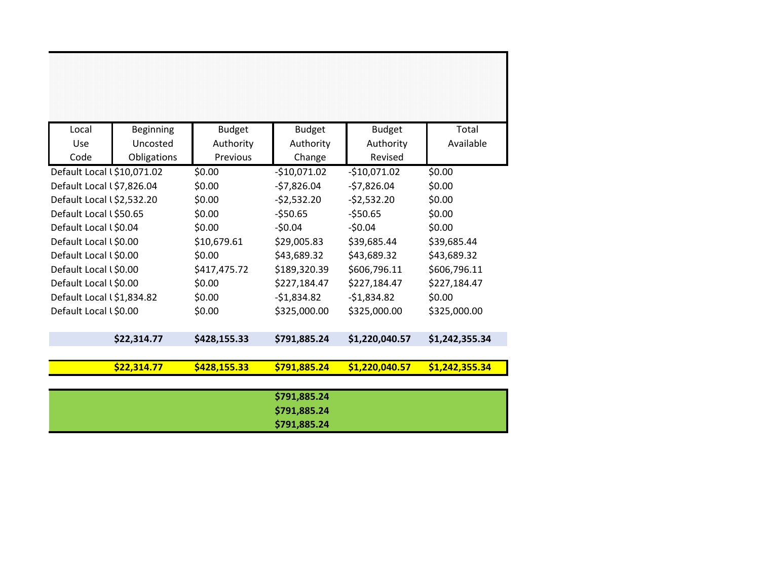| Local Use Code | Beginning Uncosted Obligations | Budget Authority Previous | Budget Authority Change | Budget Authority Revised | Total Available |
|---|---|---|---|---|---|
| Default Local U | $10,071.02 | $0.00 | -$10,071.02 | -$10,071.02 | $0.00 |
| Default Local U | $7,826.04 | $0.00 | -$7,826.04 | -$7,826.04 | $0.00 |
| Default Local U | $2,532.20 | $0.00 | -$2,532.20 | -$2,532.20 | $0.00 |
| Default Local U | $50.65 | $0.00 | -$50.65 | -$50.65 | $0.00 |
| Default Local U | $0.04 | $0.00 | -$0.04 | -$0.04 | $0.00 |
| Default Local U | $0.00 | $10,679.61 | $29,005.83 | $39,685.44 | $39,685.44 |
| Default Local U | $0.00 | $0.00 | $43,689.32 | $43,689.32 | $43,689.32 |
| Default Local U | $0.00 | $417,475.72 | $189,320.39 | $606,796.11 | $606,796.11 |
| Default Local U | $0.00 | $0.00 | $227,184.47 | $227,184.47 | $227,184.47 |
| Default Local U | $1,834.82 | $0.00 | -$1,834.82 | -$1,834.82 | $0.00 |
| Default Local U | $0.00 | $0.00 | $325,000.00 | $325,000.00 | $325,000.00 |
| | **$22,314.77** | **$428,155.33** | **$791,885.24** | **$1,220,040.57** | **$1,242,355.34** |
| | **$22,314.77** | **$428,155.33** | **$791,885.24** | **$1,220,040.57** | **$1,242,355.34** |
| | | | **$791,885.24** | | |
| | | | **$791,885.24** | | |
| | | | **$791,885.24** | | |